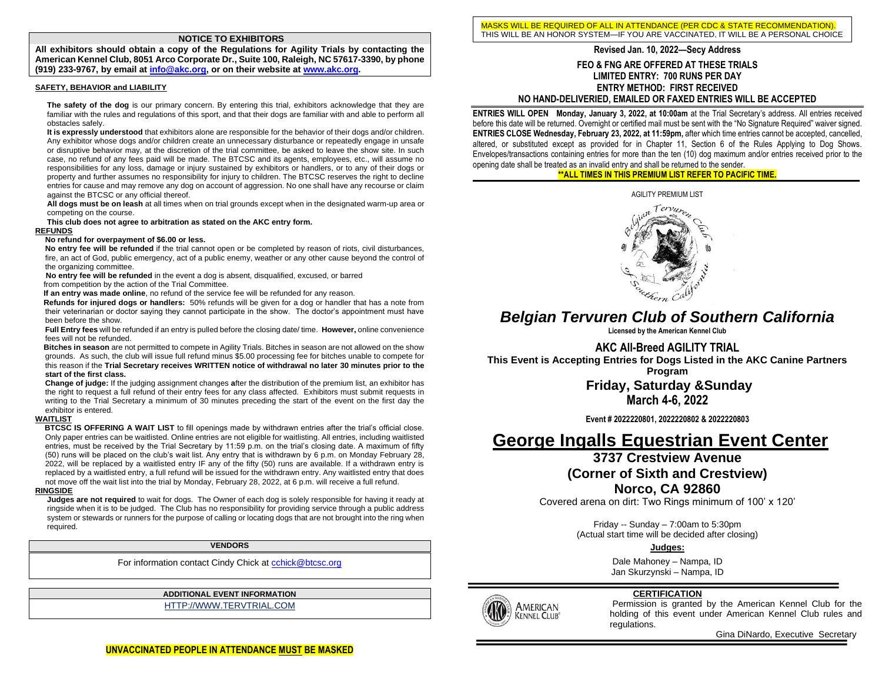## NOTICE TO EXHIBITORS

**All exhibitors should obtain a copy of the Regulations for Agility Trials by contacting the American Kennel Club, 8051 Arco Corporate Dr., Suite 100, Raleigh, NC 57617-3390, by phone (919) 233-9767, by email at info@akc.org, or on their website at www.akc.org.**

### SAFETY, BEHAVIOR and LIABILITY

**The safety of the dog** is our primary concern. By entering this trial, exhibitors acknowledge that they are familiar with the rules and regulations of this sport, and that their dogs are familiar with and able to perform all obstacles safely.

**It is expressly understood** that exhibitors alone are responsible for the behavior of their dogs and/or children. Any exhibitor whose dogs and/or children create an unnecessary disturbance or repeatedly engage in unsafe or disruptive behavior may, at the discretion of the trial committee, be asked to leave the show site. In such case, no refund of any fees paid will be made. The BTCSC and its agents, employees, etc., will assume no responsibilities for any loss, damage or injury sustained by exhibitors or handlers, or to any of their dogs or property and further assumes no responsibility for injury to children. The BTCSC reserves the right to decline entries for cause and may remove any dog on account of aggression. No one shall have any recourse or claim against the BTCSC or any official thereof.

**All dogs must be on leash** at all times when on trial grounds except when in the designated warm-up area or competing on the course.

**This club does not agree to arbitration as stated on the AKC entry form.**

### REFUNDS

**No refund for overpayment of $6.00 or less.**

**No entry fee will be refunded** if the trial cannot open or be completed by reason of riots, civil disturbances, fire, an act of God, public emergency, act of a public enemy, weather or any other cause beyond the control of the organizing committee.

**No entry fee will be refunded** in the event a dog is absent, disqualified, excused, or barred from competition by the action of the Trial Committee.

**If an entry was made online**, no refund of the service fee will be refunded for any reason.

**Refunds for injured dogs or handlers:** 50% refunds will be given for a dog or handler that has a note from their veterinarian or doctor saying they cannot participate in the show. The doctor's appointment must have been before the show.

**Full Entry fees** will be refunded if an entry is pulled before the closing date/ time. **However,** online convenience fees will not be refunded.

**Bitches in season** are not permitted to compete in Agility Trials. Bitches in season are not allowed on the show grounds. As such, the club will issue full refund minus $5.00 processing fee for bitches unable to compete for this reason if the **Trial Secretary receives WRITTEN notice of withdrawal no later 30 minutes prior to the start of the first class.**

**Change of judge:** If the judging assignment changes **a**fter the distribution of the premium list, an exhibitor has the right to request a full refund of their entry fees for any class affected. Exhibitors must submit requests in writing to the Trial Secretary a minimum of 30 minutes preceding the start of the event on the first day the exhibitor is entered.

### WAITLIST

**BTCSC IS OFFERING A WAIT LIST** to fill openings made by withdrawn entries after the trial's official close. Only paper entries can be waitlisted. Online entries are not eligible for waitlisting. All entries, including waitlisted entries, must be received by the Trial Secretary by 11:59 p.m. on the trial's closing date. A maximum of fifty (50) runs will be placed on the club's wait list. Any entry that is withdrawn by 6 p.m. on Monday February 28, 2022, will be replaced by a waitlisted entry IF any of the fifty (50) runs are available. If a withdrawn entry is replaced by a waitlisted entry, a full refund will be issued for the withdrawn entry. Any waitlisted entry that does not move off the wait list into the trial by Monday, February 28, 2022, at 6 p.m. will receive a full refund.

### RINGSIDE

**Judges are not required** to wait for dogs. The Owner of each dog is solely responsible for having it ready at ringside when it is to be judged. The Club has no responsibility for providing service through a public address system or stewards or runners for the purpose of calling or locating dogs that are not brought into the ring when required.

### VENDORS

For information contact Cindy Chick at cchick@btcsc.org

### ADDITIONAL EVENT INFORMATION

HTTP://WWW.TERVTRIAL.COM

**UNVACCINATED PEOPLE IN ATTENDANCE MUST BE MASKED**

MASKS WILL BE REQUIRED OF ALL IN ATTENDANCE (PER CDC & STATE RECOMMENDATION).
THIS WILL BE AN HONOR SYSTEM—IF YOU ARE VACCINATED, IT WILL BE A PERSONAL CHOICE

**Revised Jan. 10, 2022—Secy Address**

**FEO & FNG ARE OFFERED AT THESE TRIALS**
**LIMITED ENTRY: 700 RUNS PER DAY**
**ENTRY METHOD: FIRST RECEIVED**
**NO HAND-DELIVERIED, EMAILED OR FAXED ENTRIES WILL BE ACCEPTED**

**ENTRIES WILL OPEN Monday, January 3, 2022, at 10:00am** at the Trial Secretary's address. All entries received before this date will be returned. Overnight or certified mail must be sent with the "No Signature Required" waiver signed. **ENTRIES CLOSE Wednesday, February 23, 2022, at 11:59pm,** after which time entries cannot be accepted, cancelled, altered, or substituted except as provided for in Chapter 11, Section 6 of the Rules Applying to Dog Shows. Envelopes/transactions containing entries for more than the ten (10) dog maximum and/or entries received prior to the opening date shall be treated as an invalid entry and shall be returned to the sender.

**\*\*ALL TIMES IN THIS PREMIUM LIST REFER TO PACIFIC TIME.**

AGILITY PREMIUM LIST

# *Belgian Tervuren Club of Southern California*

**Licensed by the American Kennel Club**

## AKC All-Breed AGILITY TRIAL

**This Event is Accepting Entries for Dogs Listed in the AKC Canine Partners Program**

**Friday, Saturday &Sunday**
**March 4-6, 2022**

**Event # 2022220801, 2022220802 & 2022220803**

# George Ingalls Equestrian Event Center

**3737 Crestview Avenue**
**(Corner of Sixth and Crestview)**
**Norco, CA 92860**

Covered arena on dirt: Two Rings minimum of 100' x 120'

Friday -- Sunday – 7:00am to 5:30pm
(Actual start time will be decided after closing)

**Judges:**

Dale Mahoney – Nampa, ID
Jan Skurzynski – Nampa, ID

### CERTIFICATION

Permission is granted by the American Kennel Club for the holding of this event under American Kennel Club rules and regulations.

Gina DiNardo, Executive Secretary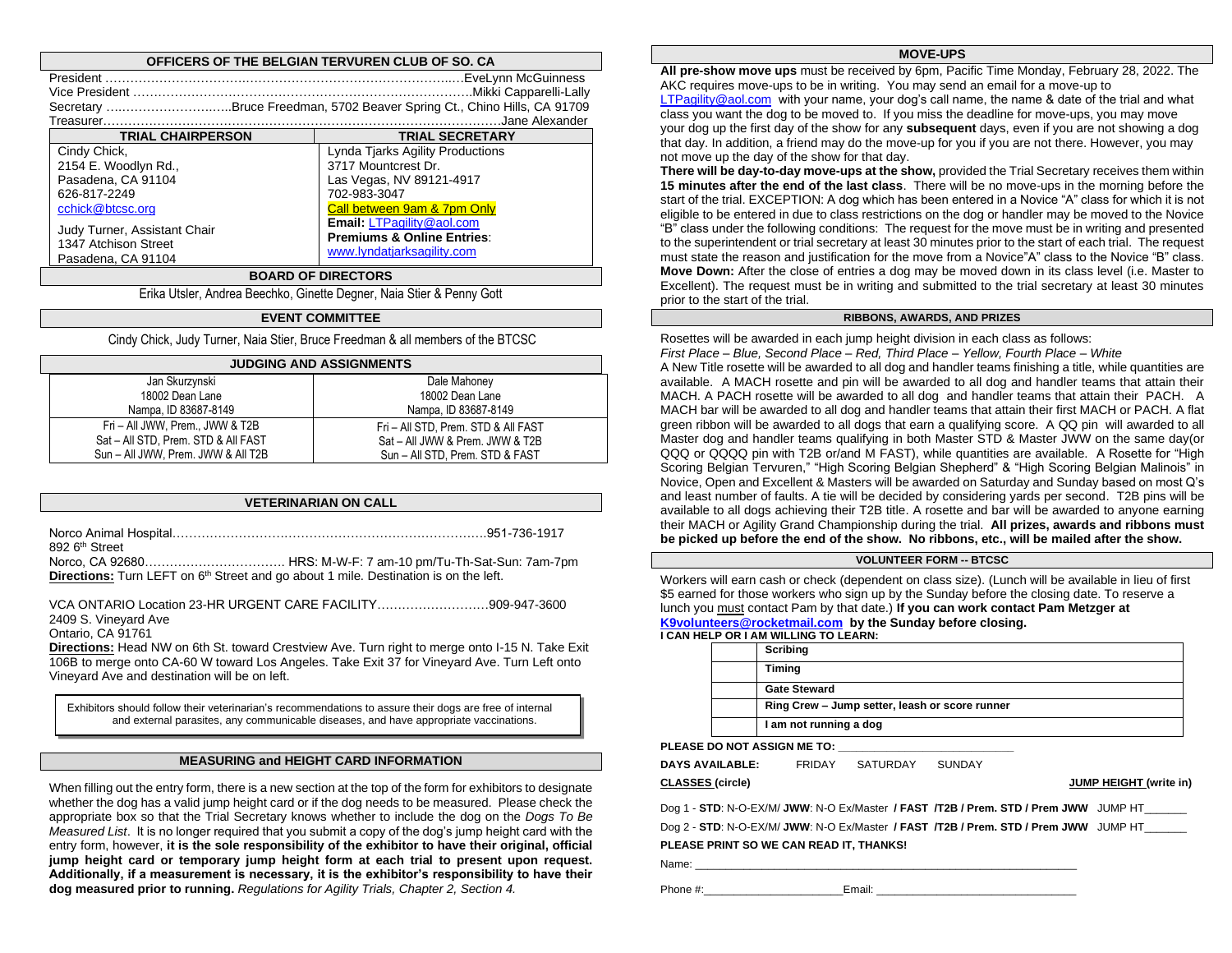## OFFICERS OF THE BELGIAN TERVUREN CLUB OF SO. CA

President ……………………………………………………………………………EveLynn McGuinness
Vice President …………………………………………………………………….Mikki Capparelli-Lally
Secretary ……………………..…..Bruce Freedman, 5702 Beaver Spring Ct., Chino Hills, CA 91709
Treasurer……………………………………………………………………………………Jane Alexander

| TRIAL CHAIRPERSON | TRIAL SECRETARY |
|---|---|
| Cindy Chick,<br>2154 E. Woodlyn Rd.,<br>Pasadena, CA 91104<br>626-817-2249<br>cchick@btcsc.org<br><br>Judy Turner, Assistant Chair<br>1347 Atchison Street<br>Pasadena, CA 91104 | Lynda Tjarks Agility Productions<br>3717 Mountcrest Dr.<br>Las Vegas, NV 89121-4917<br>702-983-3047<br>Call between 9am & 7pm Only<br>**Email:** LTPagility@aol.com<br>**Premiums & Online Entries**:<br>www.lyndatjarksagility.com |

## BOARD OF DIRECTORS

Erika Utsler, Andrea Beechko, Ginette Degner, Naia Stier & Penny Gott

## EVENT COMMITTEE

Cindy Chick, Judy Turner, Naia Stier, Bruce Freedman & all members of the BTCSC

## JUDGING AND ASSIGNMENTS

| Jan Skurzynski<br>18002 Dean Lane<br>Nampa, ID 83687-8149 | Dale Mahoney<br>18002 Dean Lane<br>Nampa, ID 83687-8149 |
|---|---|
| Fri – All JWW, Prem., JWW & T2B<br>Sat – All STD, Prem. STD & All FAST<br>Sun – All JWW, Prem. JWW & All T2B | Fri – All STD, Prem. STD & All FAST<br>Sat – All JWW & Prem. JWW & T2B<br>Sun – All STD, Prem. STD & FAST |

## VETERINARIAN ON CALL

Norco Animal Hospital…………………………………………………………………….951-736-1917
892 6th Street
Norco, CA 92680……………………………. HRS: M-W-F: 7 am-10 pm/Tu-Th-Sat-Sun: 7am-7pm
**Directions:** Turn LEFT on 6th Street and go about 1 mile. Destination is on the left.

VCA ONTARIO Location 23-HR URGENT CARE FACILITY………………………909-947-3600
2409 S. Vineyard Ave
Ontario, CA 91761
**Directions:** Head NW on 6th St. toward Crestview Ave. Turn right to merge onto I-15 N. Take Exit 106B to merge onto CA-60 W toward Los Angeles. Take Exit 37 for Vineyard Ave. Turn Left onto Vineyard Ave and destination will be on left.

Exhibitors should follow their veterinarian's recommendations to assure their dogs are free of internal and external parasites, any communicable diseases, and have appropriate vaccinations.

## MEASURING and HEIGHT CARD INFORMATION

When filling out the entry form, there is a new section at the top of the form for exhibitors to designate whether the dog has a valid jump height card or if the dog needs to be measured. Please check the appropriate box so that the Trial Secretary knows whether to include the dog on the *Dogs To Be Measured List*. It is no longer required that you submit a copy of the dog's jump height card with the entry form, however, **it is the sole responsibility of the exhibitor to have their original, official jump height card or temporary jump height form at each trial to present upon request. Additionally, if a measurement is necessary, it is the exhibitor's responsibility to have their dog measured prior to running.** *Regulations for Agility Trials, Chapter 2, Section 4.*

## MOVE-UPS

**All pre-show move ups** must be received by 6pm, Pacific Time Monday, February 28, 2022. The AKC requires move-ups to be in writing. You may send an email for a move-up to LTPagility@aol.com with your name, your dog's call name, the name & date of the trial and what class you want the dog to be moved to. If you miss the deadline for move-ups, you may move your dog up the first day of the show for any **subsequent** days, even if you are not showing a dog that day. In addition, a friend may do the move-up for you if you are not there. However, you may not move up the day of the show for that day.

**There will be day-to-day move-ups at the show,** provided the Trial Secretary receives them within **15 minutes after the end of the last class**. There will be no move-ups in the morning before the start of the trial. EXCEPTION: A dog which has been entered in a Novice "A" class for which it is not eligible to be entered in due to class restrictions on the dog or handler may be moved to the Novice "B" class under the following conditions: The request for the move must be in writing and presented to the superintendent or trial secretary at least 30 minutes prior to the start of each trial. The request must state the reason and justification for the move from a Novice"A" class to the Novice "B" class. **Move Down:** After the close of entries a dog may be moved down in its class level (i.e. Master to Excellent). The request must be in writing and submitted to the trial secretary at least 30 minutes prior to the start of the trial.

## RIBBONS, AWARDS, AND PRIZES

Rosettes will be awarded in each jump height division in each class as follows:
*First Place – Blue, Second Place – Red, Third Place – Yellow, Fourth Place – White*
A New Title rosette will be awarded to all dog and handler teams finishing a title, while quantities are available. A MACH rosette and pin will be awarded to all dog and handler teams that attain their MACH. A PACH rosette will be awarded to all dog and handler teams that attain their PACH. A MACH bar will be awarded to all dog and handler teams that attain their first MACH or PACH. A flat green ribbon will be awarded to all dogs that earn a qualifying score. A QQ pin will awarded to all Master dog and handler teams qualifying in both Master STD & Master JWW on the same day(or QQQ or QQQQ pin with T2B or/and M FAST), while quantities are available. A Rosette for "High Scoring Belgian Tervuren," "High Scoring Belgian Shepherd" & "High Scoring Belgian Malinois" in Novice, Open and Excellent & Masters will be awarded on Saturday and Sunday based on most Q's and least number of faults. A tie will be decided by considering yards per second. T2B pins will be available to all dogs achieving their T2B title. A rosette and bar will be awarded to anyone earning their MACH or Agility Grand Championship during the trial. **All prizes, awards and ribbons must be picked up before the end of the show. No ribbons, etc., will be mailed after the show.**

## VOLUNTEER FORM -- BTCSC

Workers will earn cash or check (dependent on class size). (Lunch will be available in lieu of first $5 earned for those workers who sign up by the Sunday before the closing date. To reserve a lunch you must contact Pam by that date.) **If you can work contact Pam Metzger at K9volunteers@rocketmail.com by the Sunday before closing.**

**I CAN HELP OR I AM WILLING TO LEARN:**

| | |
|---|---|
| | **Scribing** |
| | **Timing** |
| | **Gate Steward** |
| | **Ring Crew – Jump setter, leash or score runner** |
| | **I am not running a dog** |

**PLEASE DO NOT ASSIGN ME TO:** ______________________________

**DAYS AVAILABLE:** FRIDAY SATURDAY SUNDAY

**CLASSES (circle)** **JUMP HEIGHT (write in)**

Dog 1 - **STD**: N-O-EX/M/ **JWW**: N-O Ex/Master **/ FAST /T2B / Prem. STD / Prem JWW** JUMP HT_______

Dog 2 - **STD**: N-O-EX/M/ **JWW**: N-O Ex/Master **/ FAST /T2B / Prem. STD / Prem JWW** JUMP HT_______

**PLEASE PRINT SO WE CAN READ IT, THANKS!**

Name: ______________________________________________________________

Phone #:______________________Email: ________________________________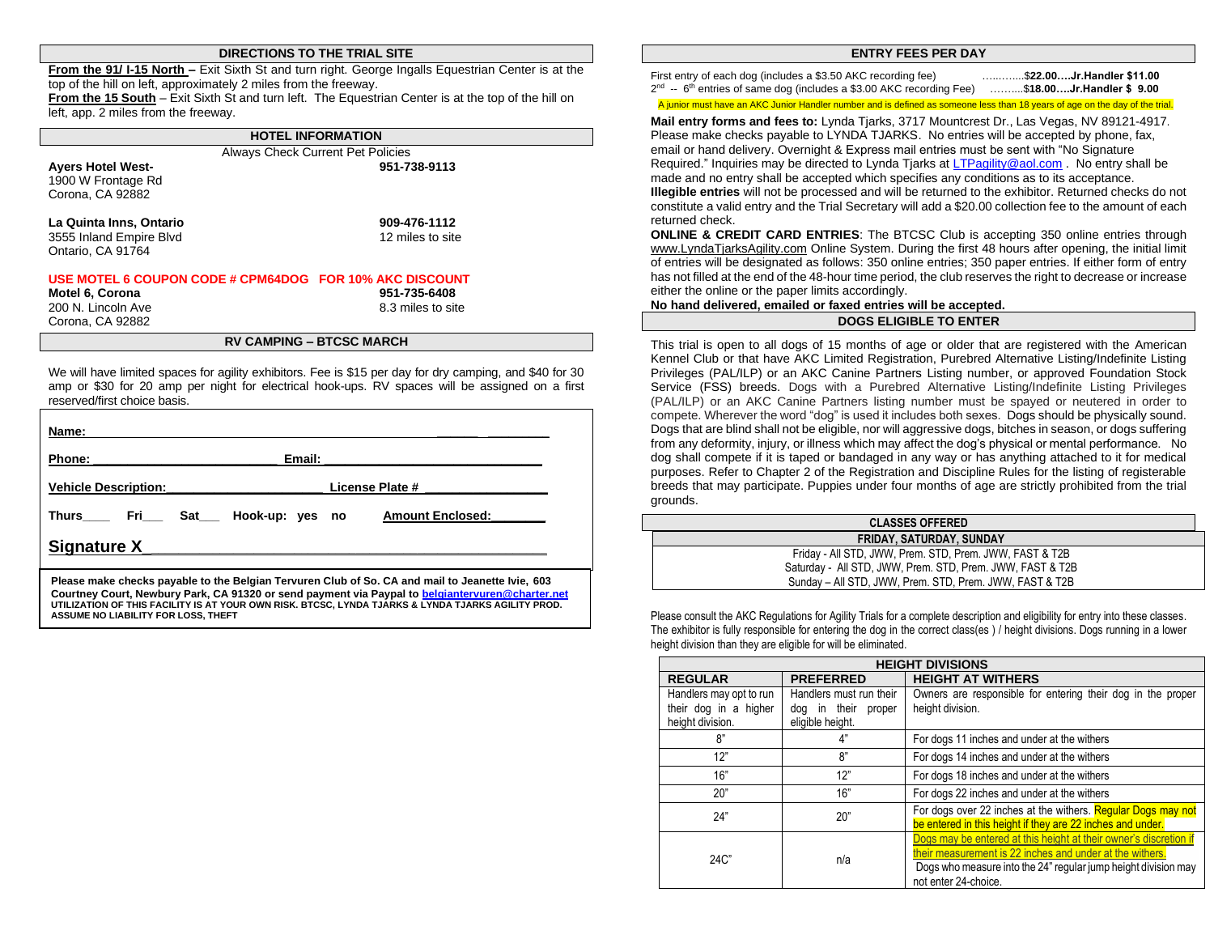## DIRECTIONS TO THE TRIAL SITE

**From the 91/ I-15 North –** Exit Sixth St and turn right. George Ingalls Equestrian Center is at the top of the hill on left, approximately 2 miles from the freeway.

**From the 15 South** – Exit Sixth St and turn left. The Equestrian Center is at the top of the hill on left, app. 2 miles from the freeway.

## HOTEL INFORMATION

Always Check Current Pet Policies

**Ayers Hotel West-** — **951-738-9113**
1900 W Frontage Rd
Corona, CA 92882

**La Quinta Inns, Ontario** — **909-476-1112**
3555 Inland Empire Blvd — 12 miles to site
Ontario, CA 91764

**USE MOTEL 6 COUPON CODE # CPM64DOG FOR 10% AKC DISCOUNT**

**Motel 6, Corona** — **951-735-6408**
200 N. Lincoln Ave — 8.3 miles to site
Corona, CA 92882

## RV CAMPING – BTCSC MARCH

We will have limited spaces for agility exhibitors. Fee is $15 per day for dry camping, and $40 for 30 amp or $30 for 20 amp per night for electrical hook-ups. RV spaces will be assigned on a first reserved/first choice basis.

**Name:** ______________________________________________

**Phone:** ______________________ **Email:** ______________________

**Vehicle Description:** ____________________ **License Plate #** ______________

**Thurs**____ **Fri**___ **Sat**___ **Hook-up: yes no** **Amount Enclosed:**________

**Signature X**_______________________________________________

**Please make checks payable to the Belgian Tervuren Club of So. CA and mail to Jeanette Ivie, 603 Courtney Court, Newbury Park, CA 91320 or send payment via Paypal to belgiantervuren@charter.net**
**UTILIZATION OF THIS FACILITY IS AT YOUR OWN RISK. BTCSC, LYNDA TJARKS & LYNDA TJARKS AGILITY PROD. ASSUME NO LIABILITY FOR LOSS, THEFT**

## ENTRY FEES PER DAY

First entry of each dog (includes a $3.50 AKC recording fee) ………….**$22.00….Jr.Handler $11.00**
2nd -- 6th entries of same dog (includes a $3.00 AKC recording Fee) ……...**$18.00….Jr.Handler $ 9.00**

A junior must have an AKC Junior Handler number and is defined as someone less than 18 years of age on the day of the trial.

**Mail entry forms and fees to:** Lynda Tjarks, 3717 Mountcrest Dr., Las Vegas, NV 89121-4917. Please make checks payable to LYNDA TJARKS. No entries will be accepted by phone, fax, email or hand delivery. Overnight & Express mail entries must be sent with "No Signature Required." Inquiries may be directed to Lynda Tjarks at LTPagility@aol.com . No entry shall be made and no entry shall be accepted which specifies any conditions as to its acceptance.
**Illegible entries** will not be processed and will be returned to the exhibitor. Returned checks do not constitute a valid entry and the Trial Secretary will add a $20.00 collection fee to the amount of each returned check.

**ONLINE & CREDIT CARD ENTRIES**: The BTCSC Club is accepting 350 online entries through www.LyndaTjarksAgility.com Online System. During the first 48 hours after opening, the initial limit of entries will be designated as follows: 350 online entries; 350 paper entries. If either form of entry has not filled at the end of the 48-hour time period, the club reserves the right to decrease or increase either the online or the paper limits accordingly.

**No hand delivered, emailed or faxed entries will be accepted.**

## DOGS ELIGIBLE TO ENTER

This trial is open to all dogs of 15 months of age or older that are registered with the American Kennel Club or that have AKC Limited Registration, Purebred Alternative Listing/Indefinite Listing Privileges (PAL/ILP) or an AKC Canine Partners Listing number, or approved Foundation Stock Service (FSS) breeds. Dogs with a Purebred Alternative Listing/Indefinite Listing Privileges (PAL/ILP) or an AKC Canine Partners listing number must be spayed or neutered in order to compete. Wherever the word "dog" is used it includes both sexes. Dogs should be physically sound. Dogs that are blind shall not be eligible, nor will aggressive dogs, bitches in season, or dogs suffering from any deformity, injury, or illness which may affect the dog's physical or mental performance. No dog shall compete if it is taped or bandaged in any way or has anything attached to it for medical purposes. Refer to Chapter 2 of the Registration and Discipline Rules for the listing of registerable breeds that may participate. Puppies under four months of age are strictly prohibited from the trial grounds.

## CLASSES OFFERED

| FRIDAY, SATURDAY, SUNDAY |
|---|
| Friday - All STD, JWW, Prem. STD, Prem. JWW, FAST & T2B |
| Saturday - All STD, JWW, Prem. STD, Prem. JWW, FAST & T2B |
| Sunday – All STD, JWW, Prem. STD, Prem. JWW, FAST & T2B |

Please consult the AKC Regulations for Agility Trials for a complete description and eligibility for entry into these classes. The exhibitor is fully responsible for entering the dog in the correct class(es ) / height divisions. Dogs running in a lower height division than they are eligible for will be eliminated.

| HEIGHT DIVISIONS | | |
|---|---|---|
| **REGULAR** | **PREFERRED** | **HEIGHT AT WITHERS** |
| Handlers may opt to run their dog in a higher height division. | Handlers must run their dog in their proper eligible height. | Owners are responsible for entering their dog in the proper height division. |
| 8" | 4" | For dogs 11 inches and under at the withers |
| 12" | 8" | For dogs 14 inches and under at the withers |
| 16" | 12" | For dogs 18 inches and under at the withers |
| 20" | 16" | For dogs 22 inches and under at the withers |
| 24" | 20" | For dogs over 22 inches at the withers. Regular Dogs may not be entered in this height if they are 22 inches and under. |
| 24C" | n/a | Dogs may be entered at this height at their owner's discretion if their measurement is 22 inches and under at the withers. Dogs who measure into the 24" regular jump height division may not enter 24-choice. |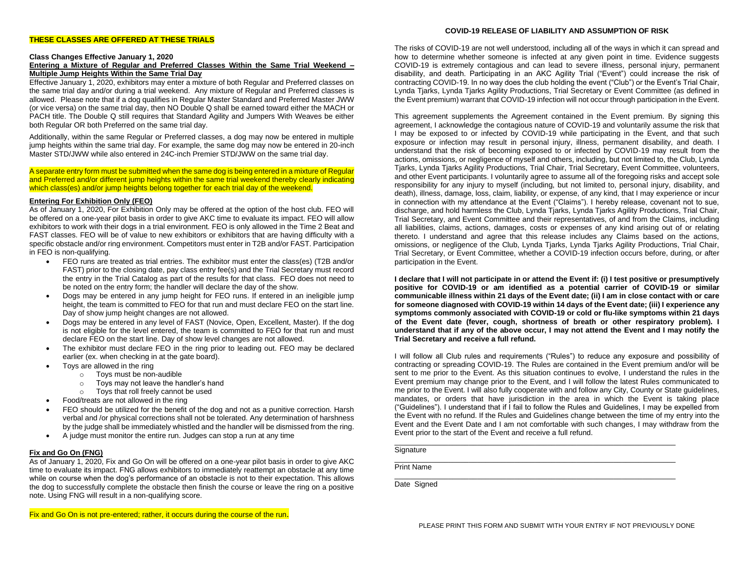## THESE CLASSES ARE OFFERED AT THESE TRIALS

**Class Changes Effective January 1, 2020**

**Entering a Mixture of Regular and Preferred Classes Within the Same Trial Weekend – Multiple Jump Heights Within the Same Trial Day**

Effective January 1, 2020, exhibitors may enter a mixture of both Regular and Preferred classes on the same trial day and/or during a trial weekend. Any mixture of Regular and Preferred classes is allowed. Please note that if a dog qualifies in Regular Master Standard and Preferred Master JWW (or vice versa) on the same trial day, then NO Double Q shall be earned toward either the MACH or PACH title. The Double Q still requires that Standard Agility and Jumpers With Weaves be either both Regular OR both Preferred on the same trial day.

Additionally, within the same Regular or Preferred classes, a dog may now be entered in multiple jump heights within the same trial day. For example, the same dog may now be entered in 20-inch Master STD/JWW while also entered in 24C-inch Premier STD/JWW on the same trial day.

A separate entry form must be submitted when the same dog is being entered in a mixture of Regular and Preferred and/or different jump heights within the same trial weekend thereby clearly indicating which class(es) and/or jump heights belong together for each trial day of the weekend.

### Entering For Exhibition Only (FEO)

As of January 1, 2020, For Exhibition Only may be offered at the option of the host club. FEO will be offered on a one-year pilot basis in order to give AKC time to evaluate its impact. FEO will allow exhibitors to work with their dogs in a trial environment. FEO is only allowed in the Time 2 Beat and FAST classes. FEO will be of value to new exhibitors or exhibitors that are having difficulty with a specific obstacle and/or ring environment. Competitors must enter in T2B and/or FAST. Participation in FEO is non-qualifying.

- FEO runs are treated as trial entries. The exhibitor must enter the class(es) (T2B and/or FAST) prior to the closing date, pay class entry fee(s) and the Trial Secretary must record the entry in the Trial Catalog as part of the results for that class. FEO does not need to be noted on the entry form; the handler will declare the day of the show.
- Dogs may be entered in any jump height for FEO runs. If entered in an ineligible jump height, the team is committed to FEO for that run and must declare FEO on the start line. Day of show jump height changes are not allowed.
- Dogs may be entered in any level of FAST (Novice, Open, Excellent, Master). If the dog is not eligible for the level entered, the team is committed to FEO for that run and must declare FEO on the start line. Day of show level changes are not allowed.
- The exhibitor must declare FEO in the ring prior to leading out. FEO may be declared earlier (ex. when checking in at the gate board).
- Toys are allowed in the ring
  - Toys must be non-audible
  - Toys may not leave the handler's hand
  - Toys that roll freely cannot be used
- Food/treats are not allowed in the ring
- FEO should be utilized for the benefit of the dog and not as a punitive correction. Harsh verbal and /or physical corrections shall not be tolerated. Any determination of harshness by the judge shall be immediately whistled and the handler will be dismissed from the ring.
- A judge must monitor the entire run. Judges can stop a run at any time

### Fix and Go On (FNG)

As of January 1, 2020, Fix and Go On will be offered on a one-year pilot basis in order to give AKC time to evaluate its impact. FNG allows exhibitors to immediately reattempt an obstacle at any time while on course when the dog's performance of an obstacle is not to their expectation. This allows the dog to successfully complete the obstacle then finish the course or leave the ring on a positive note. Using FNG will result in a non-qualifying score.

Fix and Go On is not pre-entered; rather, it occurs during the course of the run.

## COVID-19 RELEASE OF LIABILITY AND ASSUMPTION OF RISK

The risks of COVID-19 are not well understood, including all of the ways in which it can spread and how to determine whether someone is infected at any given point in time. Evidence suggests COVID-19 is extremely contagious and can lead to severe illness, personal injury, permanent disability, and death. Participating in an AKC Agility Trial ("Event") could increase the risk of contracting COVID-19. In no way does the club holding the event ("Club") or the Event's Trial Chair, Lynda Tjarks, Lynda Tjarks Agility Productions, Trial Secretary or Event Committee (as defined in the Event premium) warrant that COVID-19 infection will not occur through participation in the Event.

This agreement supplements the Agreement contained in the Event premium. By signing this agreement, I acknowledge the contagious nature of COVID-19 and voluntarily assume the risk that I may be exposed to or infected by COVID-19 while participating in the Event, and that such exposure or infection may result in personal injury, illness, permanent disability, and death. I understand that the risk of becoming exposed to or infected by COVID-19 may result from the actions, omissions, or negligence of myself and others, including, but not limited to, the Club, Lynda Tjarks, Lynda Tjarks Agility Productions, Trial Chair, Trial Secretary, Event Committee, volunteers, and other Event participants. I voluntarily agree to assume all of the foregoing risks and accept sole responsibility for any injury to myself (including, but not limited to, personal injury, disability, and death), illness, damage, loss, claim, liability, or expense, of any kind, that I may experience or incur in connection with my attendance at the Event ("Claims"). I hereby release, covenant not to sue, discharge, and hold harmless the Club, Lynda Tjarks, Lynda Tjarks Agility Productions, Trial Chair, Trial Secretary, and Event Committee and their representatives, of and from the Claims, including all liabilities, claims, actions, damages, costs or expenses of any kind arising out of or relating thereto. I understand and agree that this release includes any Claims based on the actions, omissions, or negligence of the Club, Lynda Tjarks, Lynda Tjarks Agility Productions, Trial Chair, Trial Secretary, or Event Committee, whether a COVID-19 infection occurs before, during, or after participation in the Event.

**I declare that I will not participate in or attend the Event if: (i) I test positive or presumptively positive for COVID-19 or am identified as a potential carrier of COVID-19 or similar communicable illness within 21 days of the Event date; (ii) I am in close contact with or care for someone diagnosed with COVID-19 within 14 days of the Event date; (iii) I experience any symptoms commonly associated with COVID-19 or cold or flu-like symptoms within 21 days of the Event date (fever, cough, shortness of breath or other respiratory problem). I understand that if any of the above occur, I may not attend the Event and I may notify the Trial Secretary and receive a full refund.**

I will follow all Club rules and requirements ("Rules") to reduce any exposure and possibility of contracting or spreading COVID-19. The Rules are contained in the Event premium and/or will be sent to me prior to the Event. As this situation continues to evolve, I understand the rules in the Event premium may change prior to the Event, and I will follow the latest Rules communicated to me prior to the Event. I will also fully cooperate with and follow any City, County or State guidelines, mandates, or orders that have jurisdiction in the area in which the Event is taking place ("Guidelines"). I understand that if I fail to follow the Rules and Guidelines, I may be expelled from the Event with no refund. If the Rules and Guidelines change between the time of my entry into the Event and the Event Date and I am not comfortable with such changes, I may withdraw from the Event prior to the start of the Event and receive a full refund.

\_\_\_\_\_\_\_\_\_\_\_\_\_\_\_\_\_\_\_\_\_\_\_\_\_\_\_\_\_\_\_\_\_\_\_\_\_\_\_\_

Signature

\_\_\_\_\_\_\_\_\_\_\_\_\_\_\_\_\_\_\_\_\_\_\_\_\_\_\_\_\_\_\_\_\_\_\_\_\_\_\_\_

Print Name

\_\_\_\_\_\_\_\_\_\_\_\_\_\_\_\_\_\_\_\_\_\_\_\_\_\_\_\_\_\_\_\_\_\_\_\_\_\_\_\_

Date Signed

PLEASE PRINT THIS FORM AND SUBMIT WITH YOUR ENTRY IF NOT PREVIOUSLY DONE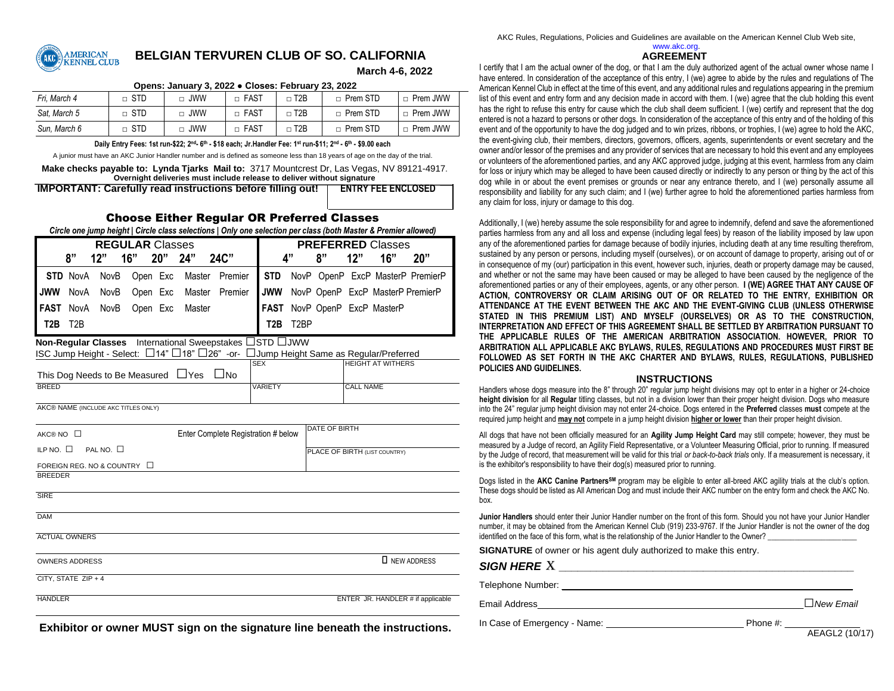# BELGIAN TERVUREN CLUB OF SO. CALIFORNIA

**March 4-6, 2022**

**Opens: January 3, 2022 • Closes: February 23, 2022**

| | | | | | | |
|---|---|---|---|---|---|---|
| *Fri, March 4* | □ STD | □ JWW | □ FAST | □ T2B | □ Prem STD | □ Prem JWW |
| *Sat, March 5* | □ STD | □ JWW | □ FAST | □ T2B | □ Prem STD | □ Prem JWW |
| *Sun, March 6* | □ STD | □ JWW | □ FAST | □ T2B | □ Prem STD | □ Prem JWW |

**Daily Entry Fees: 1st run-$22; 2nd- 6th - $18 each; Jr.Handler Fee: 1st run-$11; 2nd - 6th - $9.00 each**

A junior must have an AKC Junior Handler number and is defined as someone less than 18 years of age on the day of the trial.

**Make checks payable to: Lynda Tjarks Mail to:** 3717 Mountcrest Dr, Las Vegas, NV 89121-4917.
**Overnight deliveries must include release to deliver without signature**

**IMPORTANT: Carefully read instructions before filling out!**

**ENTRY FEE ENCLOSED**

## Choose Either Regular OR Preferred Classes

***Circle one jump height | Circle class selections | Only one selection per class (both Master & Premier allowed)***

| **REGULAR** Classes | **PREFERRED** Classes |
|---|---|
| 8" 12" 16" 20" 24" 24C" | 4" 8" 12" 16" 20" |
| **STD** NovA NovB Open Exc Master Premier | **STD** NovP OpenP ExcP MasterP PremierP |
| **JWW** NovA NovB Open Exc Master Premier | **JWW** NovP OpenP ExcP MasterP PremierP |
| **FAST** NovA NovB Open Exc Master | **FAST** NovP OpenP ExcP MasterP |
| **T2B** T2B | **T2B** T2BP |

**Non-Regular Classes** International Sweepstakes ☐STD ☐JWW
ISC Jump Height - Select: ☐14" ☐18" ☐26" -or- ☐Jump Height Same as Regular/Preferred

This Dog Needs to Be Measured ☐Yes ☐No | SEX | HEIGHT AT WITHERS

BREED | VARIETY | CALL NAME

AKC® NAME (INCLUDE AKC TITLES ONLY)

AKC® NO ☐ Enter Complete Registration # below | DATE OF BIRTH

ILP NO. ☐ PAL NO. ☐ | PLACE OF BIRTH (LIST COUNTRY)

FOREIGN REG. NO & COUNTRY ☐

BREEDER

SIRE

DAM

ACTUAL OWNERS

OWNERS ADDRESS ☐ NEW ADDRESS

CITY, STATE ZIP + 4

HANDLER ENTER JR. HANDLER # if applicable

**Exhibitor or owner MUST sign on the signature line beneath the instructions.**

AKC Rules, Regulations, Policies and Guidelines are available on the American Kennel Club Web site, www.akc.org.

## AGREEMENT

I certify that I am the actual owner of the dog, or that I am the duly authorized agent of the actual owner whose name I have entered. In consideration of the acceptance of this entry, I (we) agree to abide by the rules and regulations of The American Kennel Club in effect at the time of this event, and any additional rules and regulations appearing in the premium list of this event and entry form and any decision made in accord with them. I (we) agree that the club holding this event has the right to refuse this entry for cause which the club shall deem sufficient. I (we) certify and represent that the dog entered is not a hazard to persons or other dogs. In consideration of the acceptance of this entry and of the holding of this event and of the opportunity to have the dog judged and to win prizes, ribbons, or trophies, I (we) agree to hold the AKC, the event-giving club, their members, directors, governors, officers, agents, superintendents or event secretary and the owner and/or lessor of the premises and any provider of services that are necessary to hold this event and any employees or volunteers of the aforementioned parties, and any AKC approved judge, judging at this event, harmless from any claim for loss or injury which may be alleged to have been caused directly or indirectly to any person or thing by the act of this dog while in or about the event premises or grounds or near any entrance thereto, and I (we) personally assume all responsibility and liability for any such claim; and I (we) further agree to hold the aforementioned parties harmless from any claim for loss, injury or damage to this dog.

Additionally, I (we) hereby assume the sole responsibility for and agree to indemnify, defend and save the aforementioned parties harmless from any and all loss and expense (including legal fees) by reason of the liability imposed by law upon any of the aforementioned parties for damage because of bodily injuries, including death at any time resulting therefrom, sustained by any person or persons, including myself (ourselves), or on account of damage to property, arising out of or in consequence of my (our) participation in this event, however such, injuries, death or property damage may be caused, and whether or not the same may have been caused or may be alleged to have been caused by the negligence of the aforementioned parties or any of their employees, agents, or any other person. **I (WE) AGREE THAT ANY CAUSE OF ACTION, CONTROVERSY OR CLAIM ARISING OUT OF OR RELATED TO THE ENTRY, EXHIBITION OR ATTENDANCE AT THE EVENT BETWEEN THE AKC AND THE EVENT-GIVING CLUB (UNLESS OTHERWISE STATED IN THIS PREMIUM LIST) AND MYSELF (OURSELVES) OR AS TO THE CONSTRUCTION, INTERPRETATION AND EFFECT OF THIS AGREEMENT SHALL BE SETTLED BY ARBITRATION PURSUANT TO THE APPLICABLE RULES OF THE AMERICAN ARBITRATION ASSOCIATION. HOWEVER, PRIOR TO ARBITRATION ALL APPLICABLE AKC BYLAWS, RULES, REGULATIONS AND PROCEDURES MUST FIRST BE FOLLOWED AS SET FORTH IN THE AKC CHARTER AND BYLAWS, RULES, REGULATIONS, PUBLISHED POLICIES AND GUIDELINES.**

## INSTRUCTIONS

Handlers whose dogs measure into the 8" through 20" regular jump height divisions may opt to enter in a higher or 24-choice **height division** for all **Regular** titling classes, but not in a division lower than their proper height division. Dogs who measure into the 24" regular jump height division may not enter 24-choice. Dogs entered in the **Preferred** classes **must** compete at the required jump height and **may not** compete in a jump height division **higher or lower** than their proper height division.

All dogs that have not been officially measured for an **Agility Jump Height Card** may still compete; however, they must be measured by a Judge of record, an Agility Field Representative, or a Volunteer Measuring Official, prior to running. If measured by the Judge of record, that measurement will be valid for this trial *or back-to-back trials* only. If a measurement is necessary, it is the exhibitor's responsibility to have their dog(s) measured prior to running.

Dogs listed in the **AKC Canine Partners[SM]** program may be eligible to enter all-breed AKC agility trials at the club's option. These dogs should be listed as All American Dog and must include their AKC number on the entry form and check the AKC No. box.

**Junior Handlers** should enter their Junior Handler number on the front of this form. Should you not have your Junior Handler number, it may be obtained from the American Kennel Club (919) 233-9767. If the Junior Handler is not the owner of the dog identified on the face of this form, what is the relationship of the Junior Handler to the Owner? ____________________

**SIGNATURE** of owner or his agent duly authorized to make this entry.

***SIGN HERE*** X ____________________________________________

Telephone Number: ____________________________________________

Email Address____________________________________________ ☐*New Email*

In Case of Emergency - Name: __________________________ Phone #: ______________

AEAGL2 (10/17)